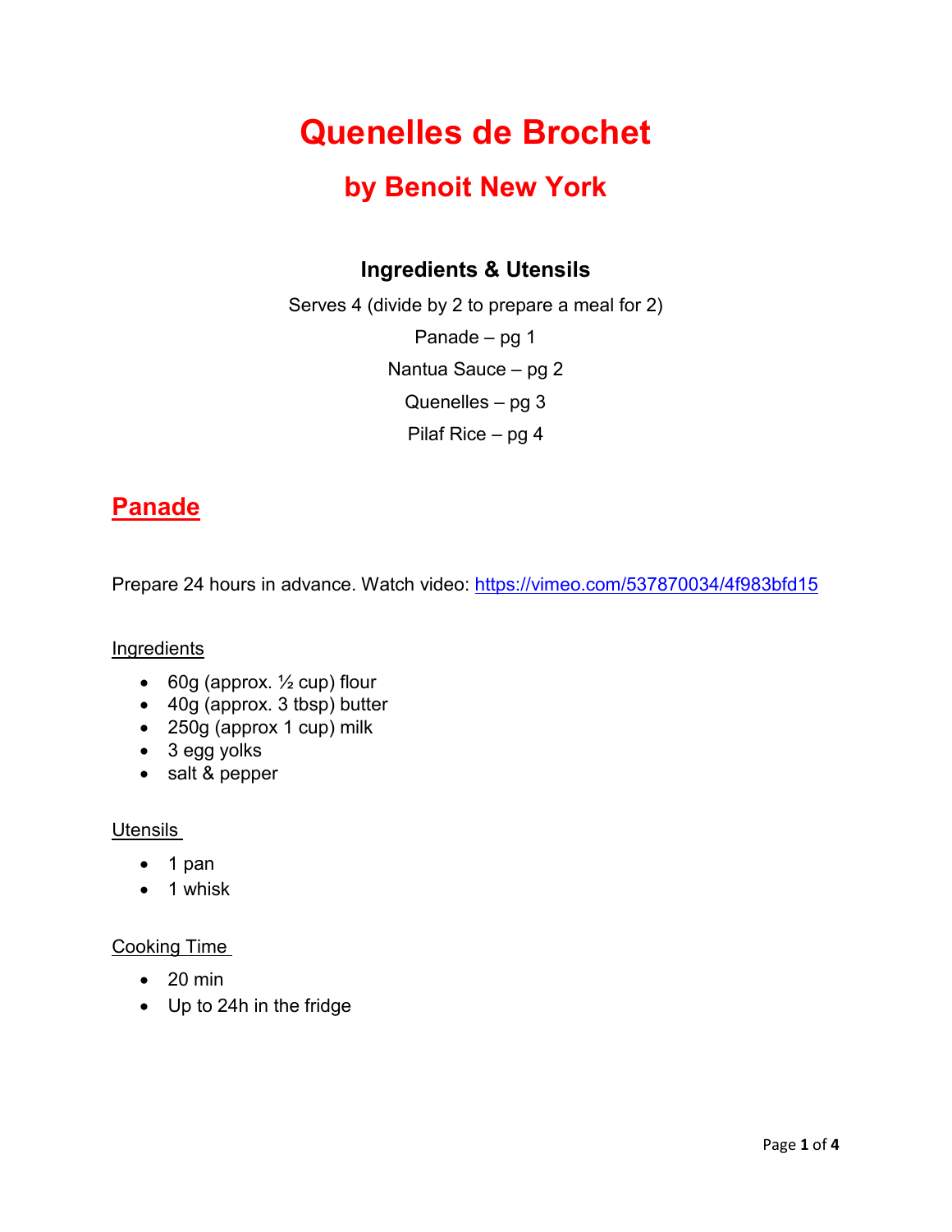# Quenelles de Brochet

## by Benoit New York

### Ingredients & Utensils

Serves 4 (divide by 2 to prepare a meal for 2)

Panade – pg 1

Nantua Sauce – pg 2

Quenelles – pg 3

Pilaf Rice – pg 4

## Panade

Prepare 24 hours in advance. Watch video: [https://vimeo.com/537870034/4f983bfd15](https://vimeo.com/537870034/4f983bfd15)

Ingredients

- 60g (approx. ½ cup) flour
- 40g (approx. 3 tbsp) butter
- 250g (approx 1 cup) milk
- 3 egg yolks
- salt & pepper

Utensils

- 1 pan
- 1 whisk

Cooking Time

- 20 min
- Up to 24h in the fridge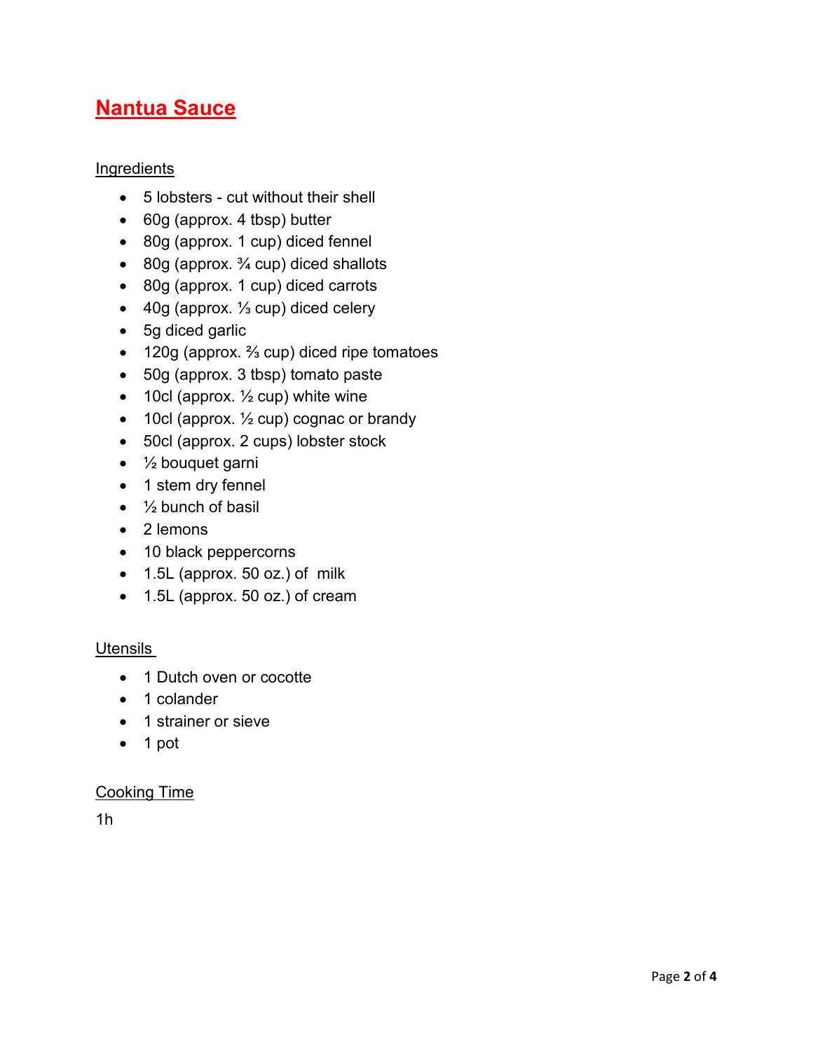# Nantua Sauce

## Ingredients

- 5 lobsters - cut without their shell
- 60g (approx. 4 tbsp) butter
- 80g (approx. 1 cup) diced fennel
- 80g (approx. ¾ cup) diced shallots
- 80g (approx. 1 cup) diced carrots
- 40g (approx. ⅓ cup) diced celery
- 5g diced garlic
- 120g (approx. ⅔ cup) diced ripe tomatoes
- 50g (approx. 3 tbsp) tomato paste
- 10cl (approx. ½ cup) white wine
- 10cl (approx. ½ cup) cognac or brandy
- 50cl (approx. 2 cups) lobster stock
- ½ bouquet garni
- 1 stem dry fennel
- ½ bunch of basil
- 2 lemons
- 10 black peppercorns
- 1.5L (approx. 50 oz.) of milk
- 1.5L (approx. 50 oz.) of cream

## Utensils

- 1 Dutch oven or cocotte
- 1 colander
- 1 strainer or sieve
- 1 pot

## Cooking Time

1h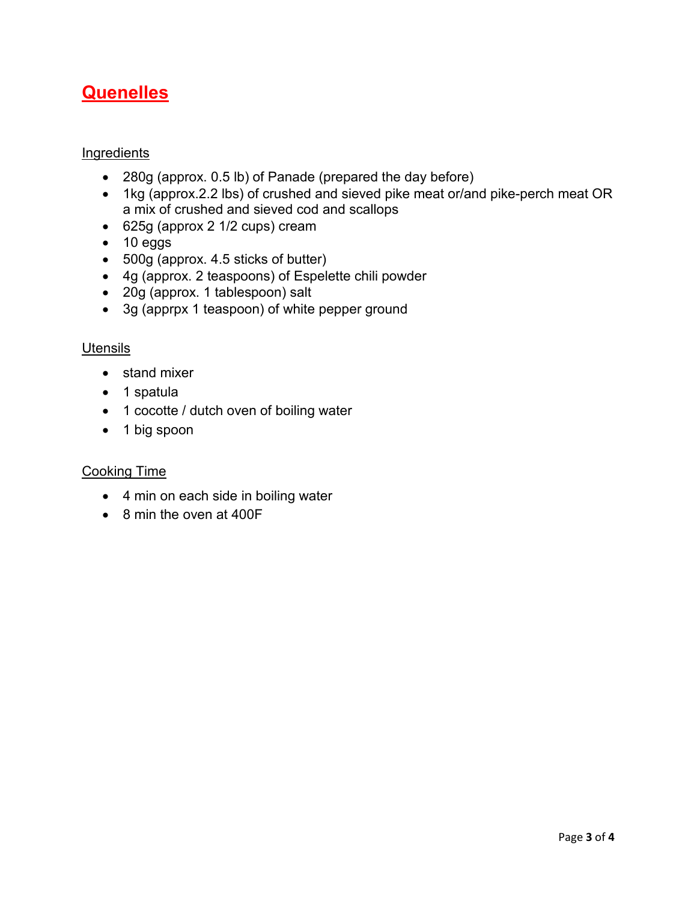# Quenelles

## Ingredients

- 280g (approx. 0.5 lb) of Panade (prepared the day before)
- 1kg (approx.2.2 lbs) of crushed and sieved pike meat or/and pike-perch meat OR a mix of crushed and sieved cod and scallops
- 625g (approx 2 1/2 cups) cream
- 10 eggs
- 500g (approx. 4.5 sticks of butter)
- 4g (approx. 2 teaspoons) of Espelette chili powder
- 20g (approx. 1 tablespoon) salt
- 3g (apprpx 1 teaspoon) of white pepper ground

## Utensils

- stand mixer
- 1 spatula
- 1 cocotte / dutch oven of boiling water
- 1 big spoon

## Cooking Time

- 4 min on each side in boiling water
- 8 min the oven at 400F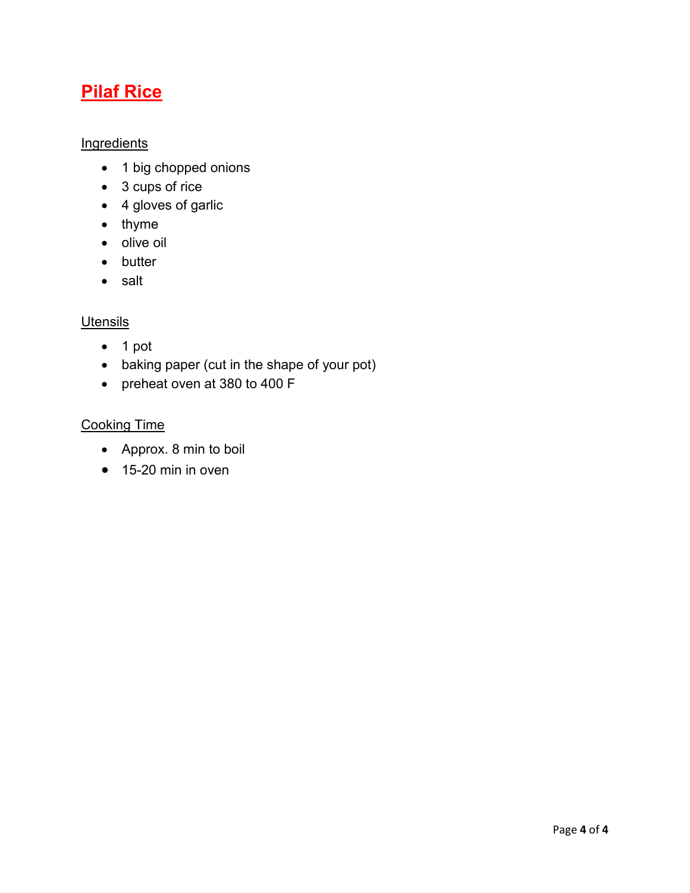# Pilaf Rice

Ingredients

- 1 big chopped onions
- 3 cups of rice
- 4 gloves of garlic
- thyme
- olive oil
- butter
- salt

Utensils

- 1 pot
- baking paper (cut in the shape of your pot)
- preheat oven at 380 to 400 F

Cooking Time

- Approx. 8 min to boil
- 15-20 min in oven